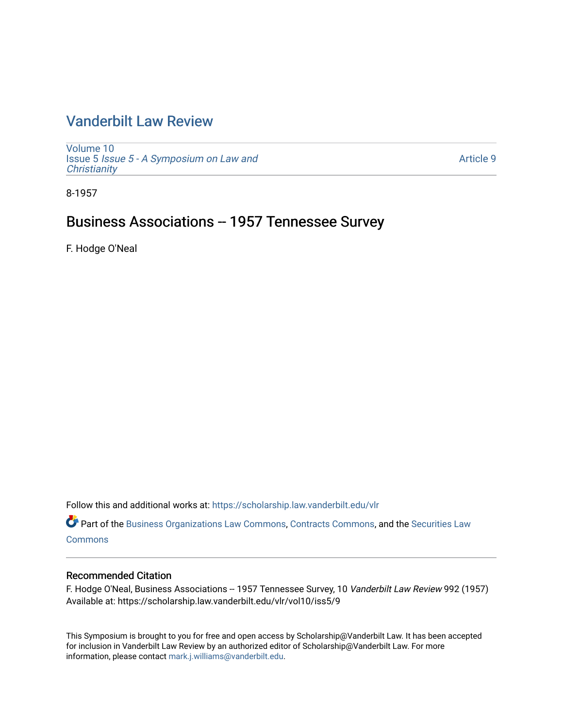# Vanderbilt Law Review

Volume 10
Issue 5 *Issue 5 - A Symposium on Law and Christianity*

Article 9

8-1957

## Business Associations -- 1957 Tennessee Survey

F. Hodge O'Neal

Follow this and additional works at: https://scholarship.law.vanderbilt.edu/vlr

Part of the Business Organizations Law Commons, Contracts Commons, and the Securities Law Commons

### Recommended Citation

F. Hodge O'Neal, Business Associations -- 1957 Tennessee Survey, 10 *Vanderbilt Law Review* 992 (1957)
Available at: https://scholarship.law.vanderbilt.edu/vlr/vol10/iss5/9

This Symposium is brought to you for free and open access by Scholarship@Vanderbilt Law. It has been accepted for inclusion in Vanderbilt Law Review by an authorized editor of Scholarship@Vanderbilt Law. For more information, please contact mark.j.williams@vanderbilt.edu.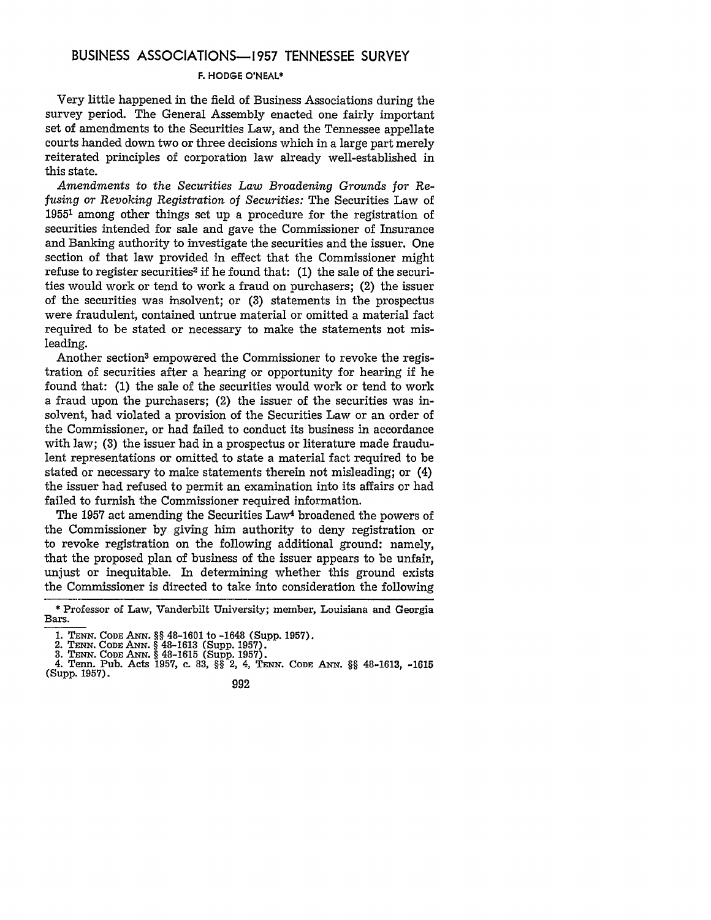# BUSINESS ASSOCIATIONS—1957 TENNESSEE SURVEY

F. HODGE O'NEAL*

Very little happened in the field of Business Associations during the survey period. The General Assembly enacted one fairly important set of amendments to the Securities Law, and the Tennessee appellate courts handed down two or three decisions which in a large part merely reiterated principles of corporation law already well-established in this state.

*Amendments to the Securities Law Broadening Grounds for Refusing or Revoking Registration of Securities:* The Securities Law of 1955[1] among other things set up a procedure for the registration of securities intended for sale and gave the Commissioner of Insurance and Banking authority to investigate the securities and the issuer. One section of that law provided in effect that the Commissioner might refuse to register securities[2] if he found that: (1) the sale of the securities would work or tend to work a fraud on purchasers; (2) the issuer of the securities was insolvent; or (3) statements in the prospectus were fraudulent, contained untrue material or omitted a material fact required to be stated or necessary to make the statements not misleading.

Another section[3] empowered the Commissioner to revoke the registration of securities after a hearing or opportunity for hearing if he found that: (1) the sale of the securities would work or tend to work a fraud upon the purchasers; (2) the issuer of the securities was insolvent, had violated a provision of the Securities Law or an order of the Commissioner, or had failed to conduct its business in accordance with law; (3) the issuer had in a prospectus or literature made fraudulent representations or omitted to state a material fact required to be stated or necessary to make statements therein not misleading; or (4) the issuer had refused to permit an examination into its affairs or had failed to furnish the Commissioner required information.

The 1957 act amending the Securities Law[4] broadened the powers of the Commissioner by giving him authority to deny registration or to revoke registration on the following additional ground: namely, that the proposed plan of business of the issuer appears to be unfair, unjust or inequitable. In determining whether this ground exists the Commissioner is directed to take into consideration the following

---

\* Professor of Law, Vanderbilt University; member, Louisiana and Georgia Bars.

1. TENN. CODE ANN. §§ 48-1601 to -1648 (Supp. 1957).
2. TENN. CODE ANN. § 48-1613 (Supp. 1957).
3. TENN. CODE ANN. § 48-1615 (Supp. 1957).
4. Tenn. Pub. Acts 1957, c. 83, §§ 2, 4, TENN. CODE ANN. §§ 48-1613, -1615 (Supp. 1957).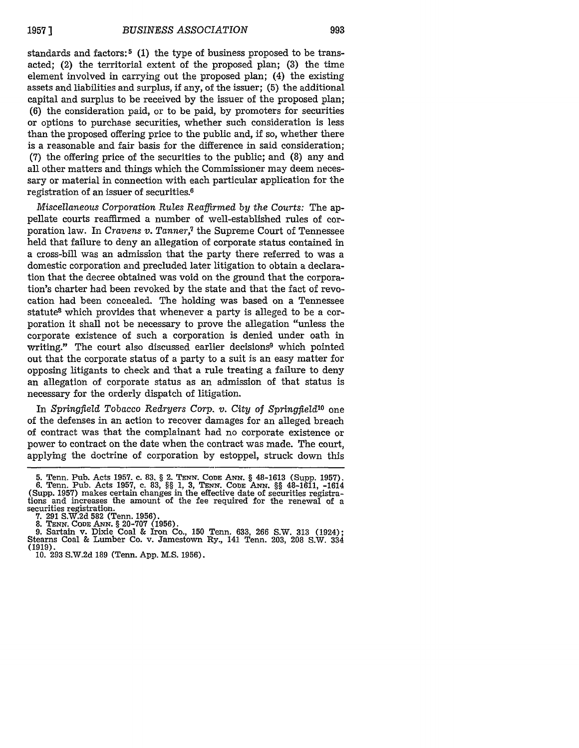standards and factors:[5] (1) the type of business proposed to be transacted; (2) the territorial extent of the proposed plan; (3) the time element involved in carrying out the proposed plan; (4) the existing assets and liabilities and surplus, if any, of the issuer; (5) the additional capital and surplus to be received by the issuer of the proposed plan; (6) the consideration paid, or to be paid, by promoters for securities or options to purchase securities, whether such consideration is less than the proposed offering price to the public and, if so, whether there is a reasonable and fair basis for the difference in said consideration; (7) the offering price of the securities to the public; and (8) any and all other matters and things which the Commissioner may deem necessary or material in connection with each particular application for the registration of an issuer of securities.[6]

*Miscellaneous Corporation Rules Reaffirmed by the Courts:* The appellate courts reaffirmed a number of well-established rules of corporation law. In *Cravens v. Tanner*,[7] the Supreme Court of Tennessee held that failure to deny an allegation of corporate status contained in a cross-bill was an admission that the party there referred to was a domestic corporation and precluded later litigation to obtain a declaration that the decree obtained was void on the ground that the corporation's charter had been revoked by the state and that the fact of revocation had been concealed. The holding was based on a Tennessee statute[8] which provides that whenever a party is alleged to be a corporation it shall not be necessary to prove the allegation "unless the corporate existence of such a corporation is denied under oath in writing." The court also discussed earlier decisions[9] which pointed out that the corporate status of a party to a suit is an easy matter for opposing litigants to check and that a rule treating a failure to deny an allegation of corporate status as an admission of that status is necessary for the orderly dispatch of litigation.

In *Springfield Tobacco Redryers Corp. v. City of Springfield*[10] one of the defenses in an action to recover damages for an alleged breach of contract was that the complainant had no corporate existence or power to contract on the date when the contract was made. The court, applying the doctrine of corporation by estoppel, struck down this

---

5. Tenn. Pub. Acts 1957, c. 83, § 2. TENN. CODE ANN. § 48-1613 (Supp. 1957).
6. Tenn. Pub. Acts 1957, c. 83, §§ 1, 3, TENN. CODE ANN. §§ 48-1611, -1614 (Supp. 1957) makes certain changes in the effective date of securities registrations and increases the amount of the fee required for the renewal of a securities registration.
7. 291 S.W.2d 582 (Tenn. 1956).
8. TENN. CODE ANN. § 20-707 (1956).
9. Sartain v. Dixie Coal & Iron Co., 150 Tenn. 633, 266 S.W. 313 (1924); Stearns Coal & Lumber Co. v. Jamestown Ry., 141 Tenn. 203, 208 S.W. 334 (1919).
10. 293 S.W.2d 189 (Tenn. App. M.S. 1956).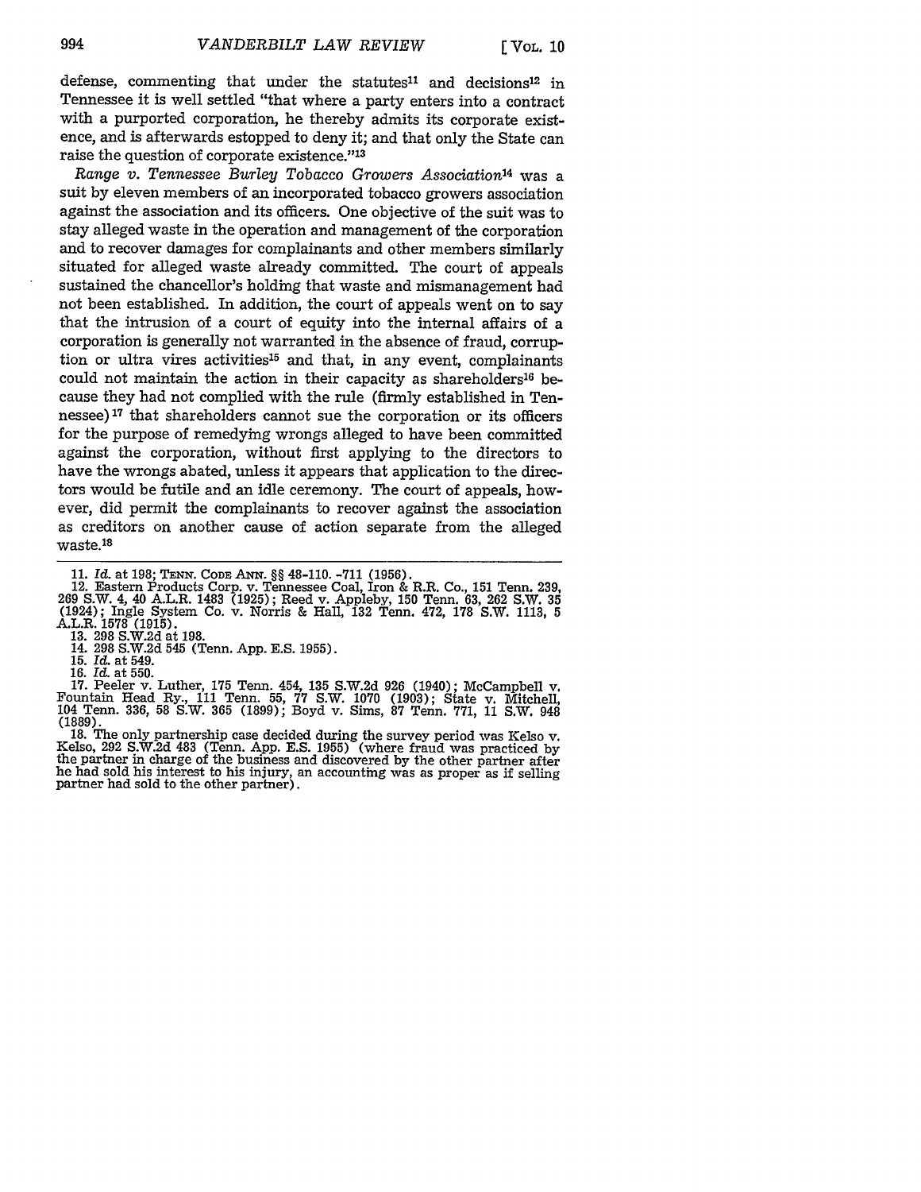defense, commenting that under the statutes[11] and decisions[12] in Tennessee it is well settled "that where a party enters into a contract with a purported corporation, he thereby admits its corporate existence, and is afterwards estopped to deny it; and that only the State can raise the question of corporate existence."[13]

*Range v. Tennessee Burley Tobacco Growers Association*[14] was a suit by eleven members of an incorporated tobacco growers association against the association and its officers. One objective of the suit was to stay alleged waste in the operation and management of the corporation and to recover damages for complainants and other members similarly situated for alleged waste already committed. The court of appeals sustained the chancellor's holding that waste and mismanagement had not been established. In addition, the court of appeals went on to say that the intrusion of a court of equity into the internal affairs of a corporation is generally not warranted in the absence of fraud, corruption or ultra vires activities[15] and that, in any event, complainants could not maintain the action in their capacity as shareholders[16] because they had not complied with the rule (firmly established in Tennessee)[17] that shareholders cannot sue the corporation or its officers for the purpose of remedying wrongs alleged to have been committed against the corporation, without first applying to the directors to have the wrongs abated, unless it appears that application to the directors would be futile and an idle ceremony. The court of appeals, however, did permit the complainants to recover against the association as creditors on another cause of action separate from the alleged waste.[18]

---

11. *Id.* at 198; TENN. CODE ANN. §§ 48-110. -711 (1956).
12. Eastern Products Corp. v. Tennessee Coal, Iron & R.R. Co., 151 Tenn. 239, 269 S.W. 4, 40 A.L.R. 1483 (1925); Reed v. Appleby, 150 Tenn. 63, 262 S.W. 35 (1924); Ingle System Co. v. Norris & Hall, 132 Tenn. 472, 178 S.W. 1113, 5 A.L.R. 1578 (1915).
13. 298 S.W.2d at 198.
14. 298 S.W.2d 545 (Tenn. App. E.S. 1955).
15. *Id.* at 549.
16. *Id.* at 550.
17. Peeler v. Luther, 175 Tenn. 454, 135 S.W.2d 926 (1940); McCampbell v. Fountain Head Ry., 111 Tenn. 55, 77 S.W. 1070 (1903); State v. Mitchell, 104 Tenn. 336, 58 S.W. 365 (1899); Boyd v. Sims, 87 Tenn. 771, 11 S.W. 948 (1889).
18. The only partnership case decided during the survey period was Kelso v. Kelso, 292 S.W.2d 483 (Tenn. App. E.S. 1955) (where fraud was practiced by the partner in charge of the business and discovered by the other partner after he had sold his interest to his injury, an accounting was as proper as if selling partner had sold to the other partner).